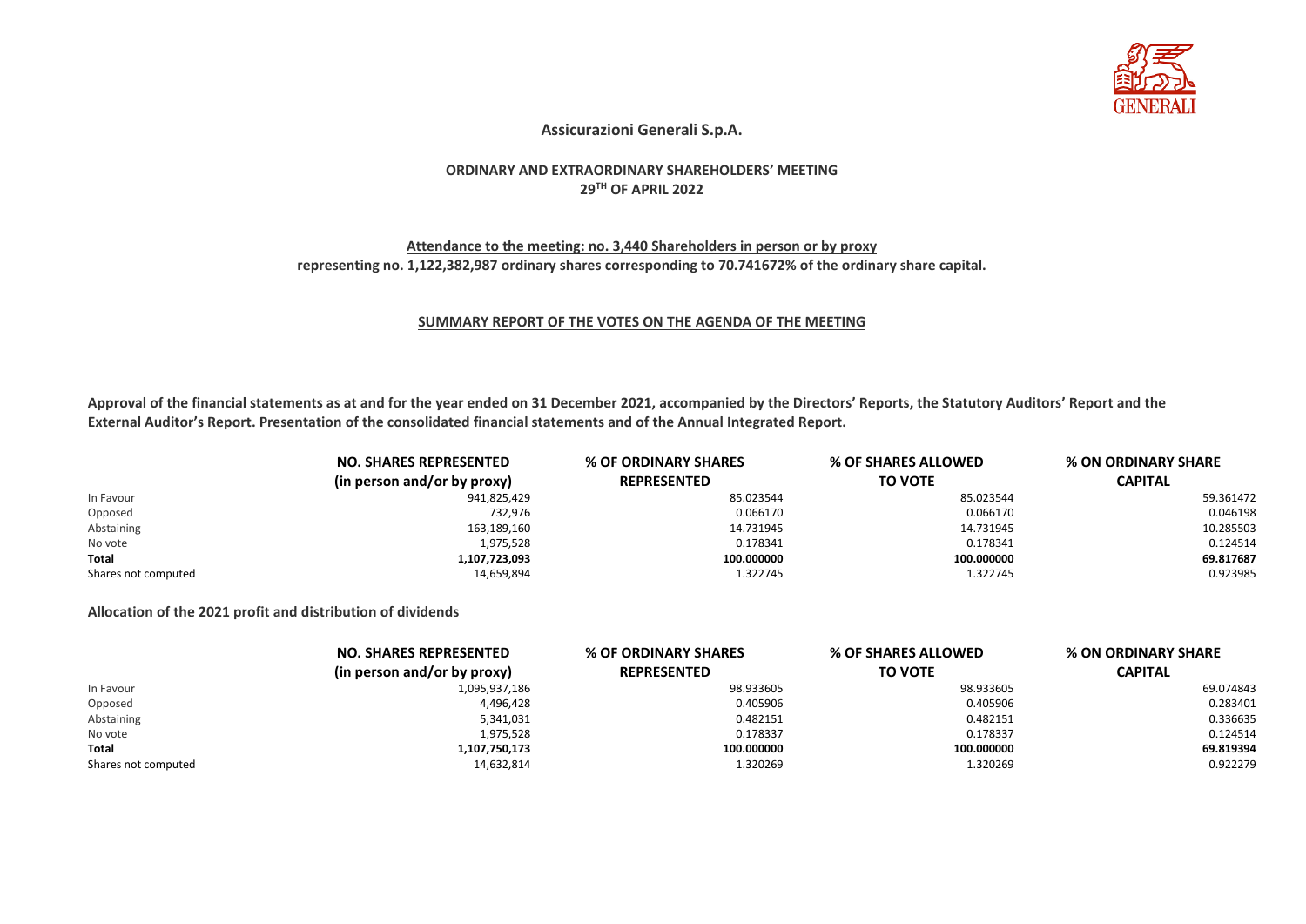# Assicurazioni Generali S.p.A.

## ORDINARY AND EXTRAORDINARY SHAREHOLDERS' MEETING
## 29TH OF APRIL 2022

**Attendance to the meeting: no. 3,440 Shareholders in person or by proxy representing no. 1,122,382,987 ordinary shares corresponding to 70.741672% of the ordinary share capital.**

### SUMMARY REPORT OF THE VOTES ON THE AGENDA OF THE MEETING

**Approval of the financial statements as at and for the year ended on 31 December 2021, accompanied by the Directors' Reports, the Statutory Auditors' Report and the External Auditor's Report. Presentation of the consolidated financial statements and of the Annual Integrated Report.**

| | NO. SHARES REPRESENTED (in person and/or by proxy) | % OF ORDINARY SHARES REPRESENTED | % OF SHARES ALLOWED TO VOTE | % ON ORDINARY SHARE CAPITAL |
|---|---|---|---|---|
| In Favour | 941,825,429 | 85.023544 | 85.023544 | 59.361472 |
| Opposed | 732,976 | 0.066170 | 0.066170 | 0.046198 |
| Abstaining | 163,189,160 | 14.731945 | 14.731945 | 10.285503 |
| No vote | 1,975,528 | 0.178341 | 0.178341 | 0.124514 |
| **Total** | **1,107,723,093** | **100.000000** | **100.000000** | **69.817687** |
| Shares not computed | 14,659,894 | 1.322745 | 1.322745 | 0.923985 |

**Allocation of the 2021 profit and distribution of dividends**

| | NO. SHARES REPRESENTED (in person and/or by proxy) | % OF ORDINARY SHARES REPRESENTED | % OF SHARES ALLOWED TO VOTE | % ON ORDINARY SHARE CAPITAL |
|---|---|---|---|---|
| In Favour | 1,095,937,186 | 98.933605 | 98.933605 | 69.074843 |
| Opposed | 4,496,428 | 0.405906 | 0.405906 | 0.283401 |
| Abstaining | 5,341,031 | 0.482151 | 0.482151 | 0.336635 |
| No vote | 1,975,528 | 0.178337 | 0.178337 | 0.124514 |
| **Total** | **1,107,750,173** | **100.000000** | **100.000000** | **69.819394** |
| Shares not computed | 14,632,814 | 1.320269 | 1.320269 | 0.922279 |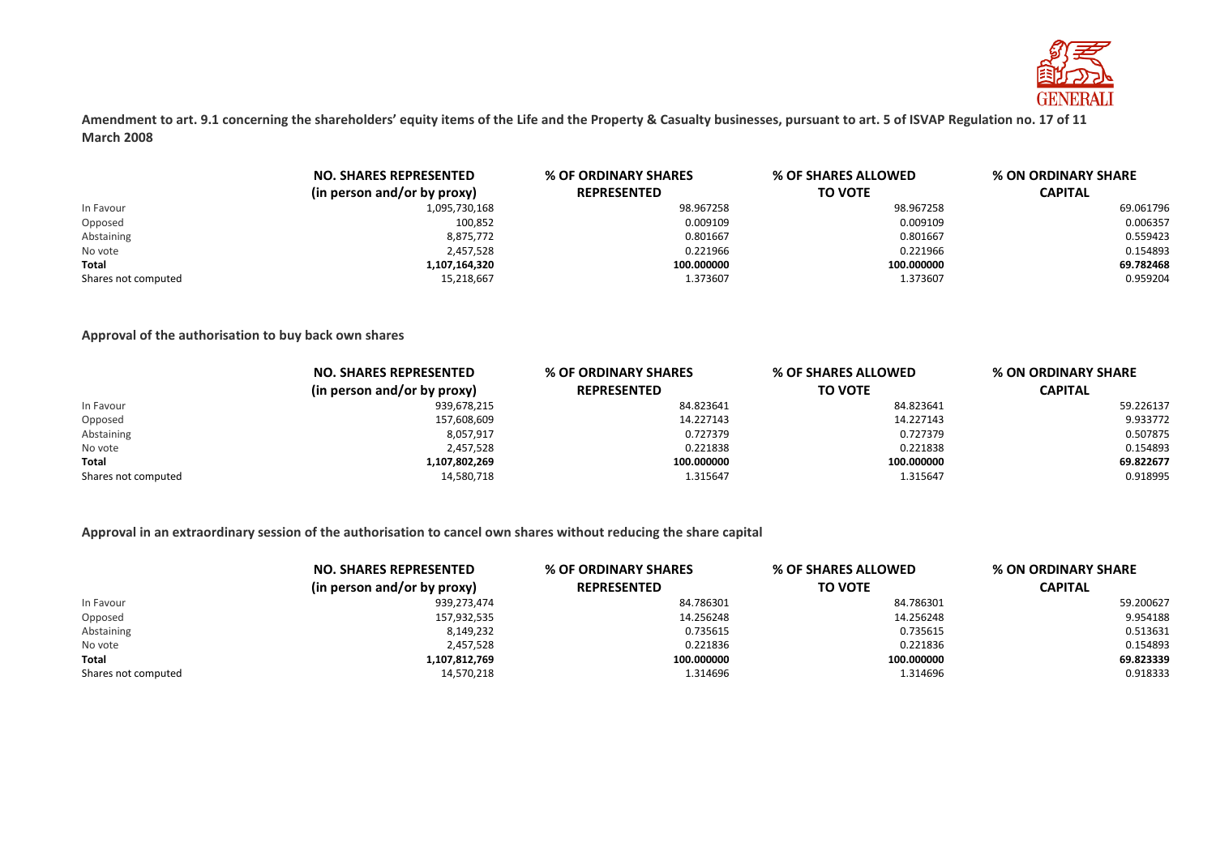**Amendment to art. 9.1 concerning the shareholders' equity items of the Life and the Property & Casualty businesses, pursuant to art. 5 of ISVAP Regulation no. 17 of 11 March 2008**

| | NO. SHARES REPRESENTED (in person and/or by proxy) | % OF ORDINARY SHARES REPRESENTED | % OF SHARES ALLOWED TO VOTE | % ON ORDINARY SHARE CAPITAL |
|---|---|---|---|---|
| In Favour | 1,095,730,168 | 98.967258 | 98.967258 | 69.061796 |
| Opposed | 100,852 | 0.009109 | 0.009109 | 0.006357 |
| Abstaining | 8,875,772 | 0.801667 | 0.801667 | 0.559423 |
| No vote | 2,457,528 | 0.221966 | 0.221966 | 0.154893 |
| **Total** | **1,107,164,320** | **100.000000** | **100.000000** | **69.782468** |
| Shares not computed | 15,218,667 | 1.373607 | 1.373607 | 0.959204 |

**Approval of the authorisation to buy back own shares**

| | NO. SHARES REPRESENTED (in person and/or by proxy) | % OF ORDINARY SHARES REPRESENTED | % OF SHARES ALLOWED TO VOTE | % ON ORDINARY SHARE CAPITAL |
|---|---|---|---|---|
| In Favour | 939,678,215 | 84.823641 | 84.823641 | 59.226137 |
| Opposed | 157,608,609 | 14.227143 | 14.227143 | 9.933772 |
| Abstaining | 8,057,917 | 0.727379 | 0.727379 | 0.507875 |
| No vote | 2,457,528 | 0.221838 | 0.221838 | 0.154893 |
| **Total** | **1,107,802,269** | **100.000000** | **100.000000** | **69.822677** |
| Shares not computed | 14,580,718 | 1.315647 | 1.315647 | 0.918995 |

**Approval in an extraordinary session of the authorisation to cancel own shares without reducing the share capital**

| | NO. SHARES REPRESENTED (in person and/or by proxy) | % OF ORDINARY SHARES REPRESENTED | % OF SHARES ALLOWED TO VOTE | % ON ORDINARY SHARE CAPITAL |
|---|---|---|---|---|
| In Favour | 939,273,474 | 84.786301 | 84.786301 | 59.200627 |
| Opposed | 157,932,535 | 14.256248 | 14.256248 | 9.954188 |
| Abstaining | 8,149,232 | 0.735615 | 0.735615 | 0.513631 |
| No vote | 2,457,528 | 0.221836 | 0.221836 | 0.154893 |
| **Total** | **1,107,812,769** | **100.000000** | **100.000000** | **69.823339** |
| Shares not computed | 14,570,218 | 1.314696 | 1.314696 | 0.918333 |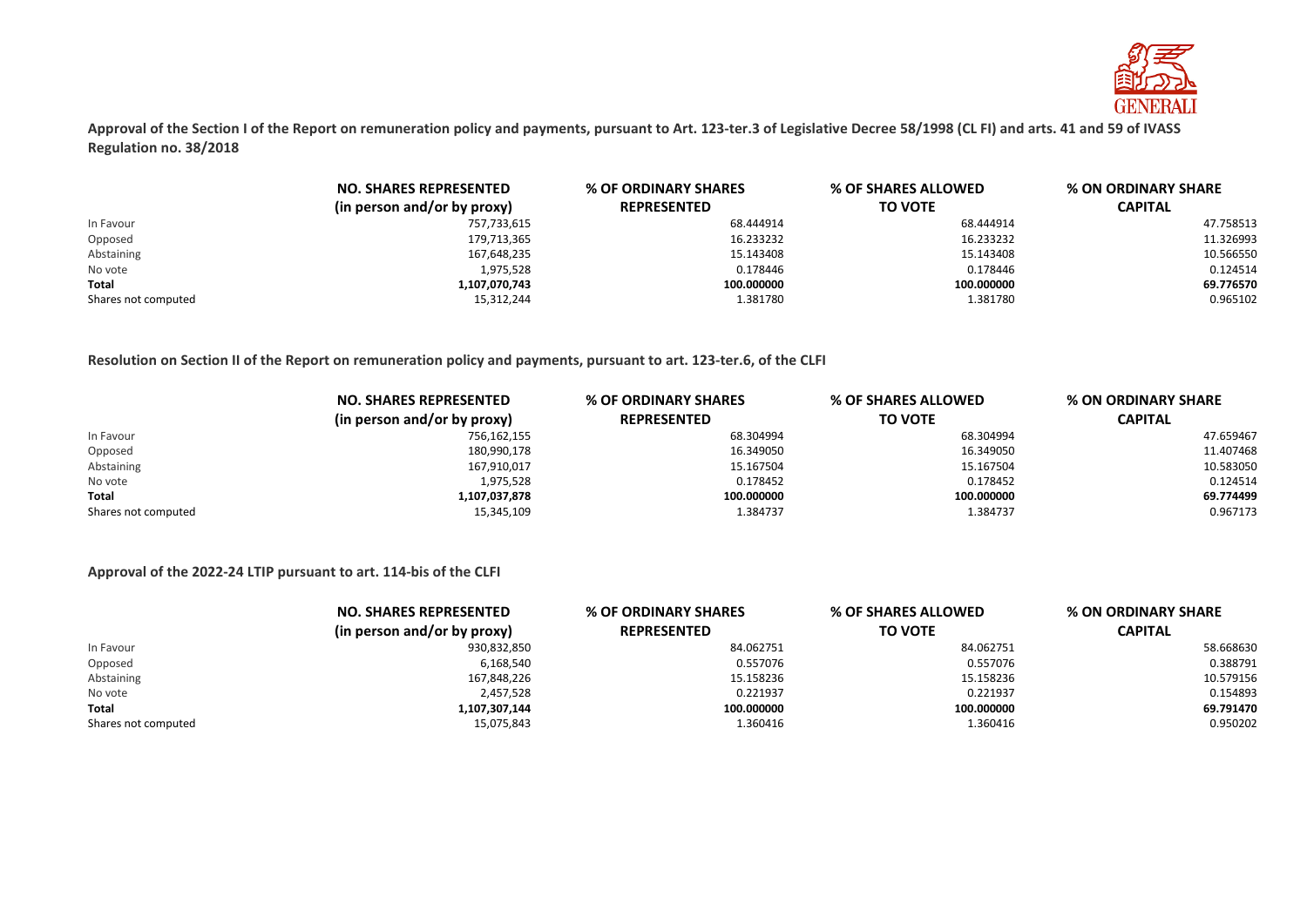**Approval of the Section I of the Report on remuneration policy and payments, pursuant to Art. 123-ter.3 of Legislative Decree 58/1998 (CL FI) and arts. 41 and 59 of IVASS Regulation no. 38/2018**

| | NO. SHARES REPRESENTED (in person and/or by proxy) | % OF ORDINARY SHARES REPRESENTED | % OF SHARES ALLOWED TO VOTE | % ON ORDINARY SHARE CAPITAL |
|---|---|---|---|---|
| In Favour | 757,733,615 | 68.444914 | 68.444914 | 47.758513 |
| Opposed | 179,713,365 | 16.233232 | 16.233232 | 11.326993 |
| Abstaining | 167,648,235 | 15.143408 | 15.143408 | 10.566550 |
| No vote | 1,975,528 | 0.178446 | 0.178446 | 0.124514 |
| **Total** | **1,107,070,743** | **100.000000** | **100.000000** | **69.776570** |
| Shares not computed | 15,312,244 | 1.381780 | 1.381780 | 0.965102 |

**Resolution on Section II of the Report on remuneration policy and payments, pursuant to art. 123-ter.6, of the CLFI**

| | NO. SHARES REPRESENTED (in person and/or by proxy) | % OF ORDINARY SHARES REPRESENTED | % OF SHARES ALLOWED TO VOTE | % ON ORDINARY SHARE CAPITAL |
|---|---|---|---|---|
| In Favour | 756,162,155 | 68.304994 | 68.304994 | 47.659467 |
| Opposed | 180,990,178 | 16.349050 | 16.349050 | 11.407468 |
| Abstaining | 167,910,017 | 15.167504 | 15.167504 | 10.583050 |
| No vote | 1,975,528 | 0.178452 | 0.178452 | 0.124514 |
| **Total** | **1,107,037,878** | **100.000000** | **100.000000** | **69.774499** |
| Shares not computed | 15,345,109 | 1.384737 | 1.384737 | 0.967173 |

**Approval of the 2022-24 LTIP pursuant to art. 114-bis of the CLFI**

| | NO. SHARES REPRESENTED (in person and/or by proxy) | % OF ORDINARY SHARES REPRESENTED | % OF SHARES ALLOWED TO VOTE | % ON ORDINARY SHARE CAPITAL |
|---|---|---|---|---|
| In Favour | 930,832,850 | 84.062751 | 84.062751 | 58.668630 |
| Opposed | 6,168,540 | 0.557076 | 0.557076 | 0.388791 |
| Abstaining | 167,848,226 | 15.158236 | 15.158236 | 10.579156 |
| No vote | 2,457,528 | 0.221937 | 0.221937 | 0.154893 |
| **Total** | **1,107,307,144** | **100.000000** | **100.000000** | **69.791470** |
| Shares not computed | 15,075,843 | 1.360416 | 1.360416 | 0.950202 |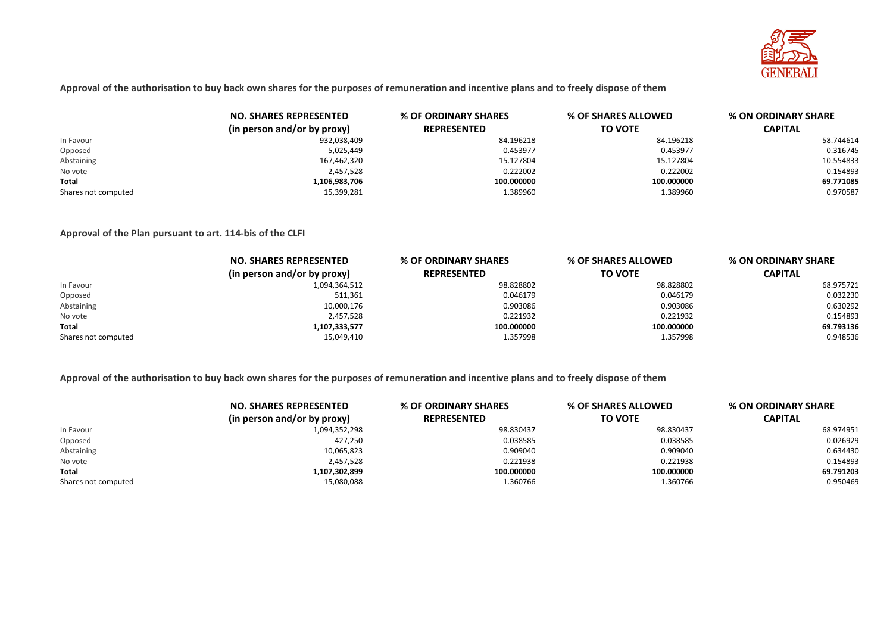**Approval of the authorisation to buy back own shares for the purposes of remuneration and incentive plans and to freely dispose of them**

| | NO. SHARES REPRESENTED (in person and/or by proxy) | % OF ORDINARY SHARES REPRESENTED | % OF SHARES ALLOWED TO VOTE | % ON ORDINARY SHARE CAPITAL |
|---|---|---|---|---|
| In Favour | 932,038,409 | 84.196218 | 84.196218 | 58.744614 |
| Opposed | 5,025,449 | 0.453977 | 0.453977 | 0.316745 |
| Abstaining | 167,462,320 | 15.127804 | 15.127804 | 10.554833 |
| No vote | 2,457,528 | 0.222002 | 0.222002 | 0.154893 |
| **Total** | **1,106,983,706** | **100.000000** | **100.000000** | **69.771085** |
| Shares not computed | 15,399,281 | 1.389960 | 1.389960 | 0.970587 |

**Approval of the Plan pursuant to art. 114-bis of the CLFI**

| | NO. SHARES REPRESENTED (in person and/or by proxy) | % OF ORDINARY SHARES REPRESENTED | % OF SHARES ALLOWED TO VOTE | % ON ORDINARY SHARE CAPITAL |
|---|---|---|---|---|
| In Favour | 1,094,364,512 | 98.828802 | 98.828802 | 68.975721 |
| Opposed | 511,361 | 0.046179 | 0.046179 | 0.032230 |
| Abstaining | 10,000,176 | 0.903086 | 0.903086 | 0.630292 |
| No vote | 2,457,528 | 0.221932 | 0.221932 | 0.154893 |
| **Total** | **1,107,333,577** | **100.000000** | **100.000000** | **69.793136** |
| Shares not computed | 15,049,410 | 1.357998 | 1.357998 | 0.948536 |

**Approval of the authorisation to buy back own shares for the purposes of remuneration and incentive plans and to freely dispose of them**

| | NO. SHARES REPRESENTED (in person and/or by proxy) | % OF ORDINARY SHARES REPRESENTED | % OF SHARES ALLOWED TO VOTE | % ON ORDINARY SHARE CAPITAL |
|---|---|---|---|---|
| In Favour | 1,094,352,298 | 98.830437 | 98.830437 | 68.974951 |
| Opposed | 427,250 | 0.038585 | 0.038585 | 0.026929 |
| Abstaining | 10,065,823 | 0.909040 | 0.909040 | 0.634430 |
| No vote | 2,457,528 | 0.221938 | 0.221938 | 0.154893 |
| **Total** | **1,107,302,899** | **100.000000** | **100.000000** | **69.791203** |
| Shares not computed | 15,080,088 | 1.360766 | 1.360766 | 0.950469 |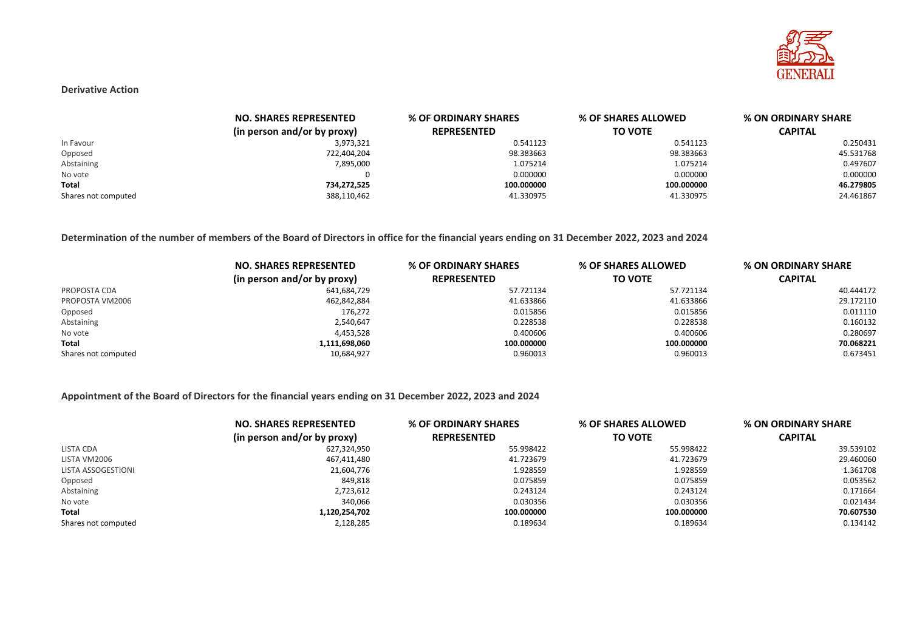### Derivative Action

| | NO. SHARES REPRESENTED (in person and/or by proxy) | % OF ORDINARY SHARES REPRESENTED | % OF SHARES ALLOWED TO VOTE | % ON ORDINARY SHARE CAPITAL |
|---|---|---|---|---|
| In Favour | 3,973,321 | 0.541123 | 0.541123 | 0.250431 |
| Opposed | 722,404,204 | 98.383663 | 98.383663 | 45.531768 |
| Abstaining | 7,895,000 | 1.075214 | 1.075214 | 0.497607 |
| No vote | 0 | 0.000000 | 0.000000 | 0.000000 |
| **Total** | **734,272,525** | **100.000000** | **100.000000** | **46.279805** |
| Shares not computed | 388,110,462 | 41.330975 | 41.330975 | 24.461867 |

### Determination of the number of members of the Board of Directors in office for the financial years ending on 31 December 2022, 2023 and 2024

| | NO. SHARES REPRESENTED (in person and/or by proxy) | % OF ORDINARY SHARES REPRESENTED | % OF SHARES ALLOWED TO VOTE | % ON ORDINARY SHARE CAPITAL |
|---|---|---|---|---|
| PROPOSTA CDA | 641,684,729 | 57.721134 | 57.721134 | 40.444172 |
| PROPOSTA VM2006 | 462,842,884 | 41.633866 | 41.633866 | 29.172110 |
| Opposed | 176,272 | 0.015856 | 0.015856 | 0.011110 |
| Abstaining | 2,540,647 | 0.228538 | 0.228538 | 0.160132 |
| No vote | 4,453,528 | 0.400606 | 0.400606 | 0.280697 |
| **Total** | **1,111,698,060** | **100.000000** | **100.000000** | **70.068221** |
| Shares not computed | 10,684,927 | 0.960013 | 0.960013 | 0.673451 |

### Appointment of the Board of Directors for the financial years ending on 31 December 2022, 2023 and 2024

| | NO. SHARES REPRESENTED (in person and/or by proxy) | % OF ORDINARY SHARES REPRESENTED | % OF SHARES ALLOWED TO VOTE | % ON ORDINARY SHARE CAPITAL |
|---|---|---|---|---|
| LISTA CDA | 627,324,950 | 55.998422 | 55.998422 | 39.539102 |
| LISTA VM2006 | 467,411,480 | 41.723679 | 41.723679 | 29.460060 |
| LISTA ASSOGESTIONI | 21,604,776 | 1.928559 | 1.928559 | 1.361708 |
| Opposed | 849,818 | 0.075859 | 0.075859 | 0.053562 |
| Abstaining | 2,723,612 | 0.243124 | 0.243124 | 0.171664 |
| No vote | 340,066 | 0.030356 | 0.030356 | 0.021434 |
| **Total** | **1,120,254,702** | **100.000000** | **100.000000** | **70.607530** |
| Shares not computed | 2,128,285 | 0.189634 | 0.189634 | 0.134142 |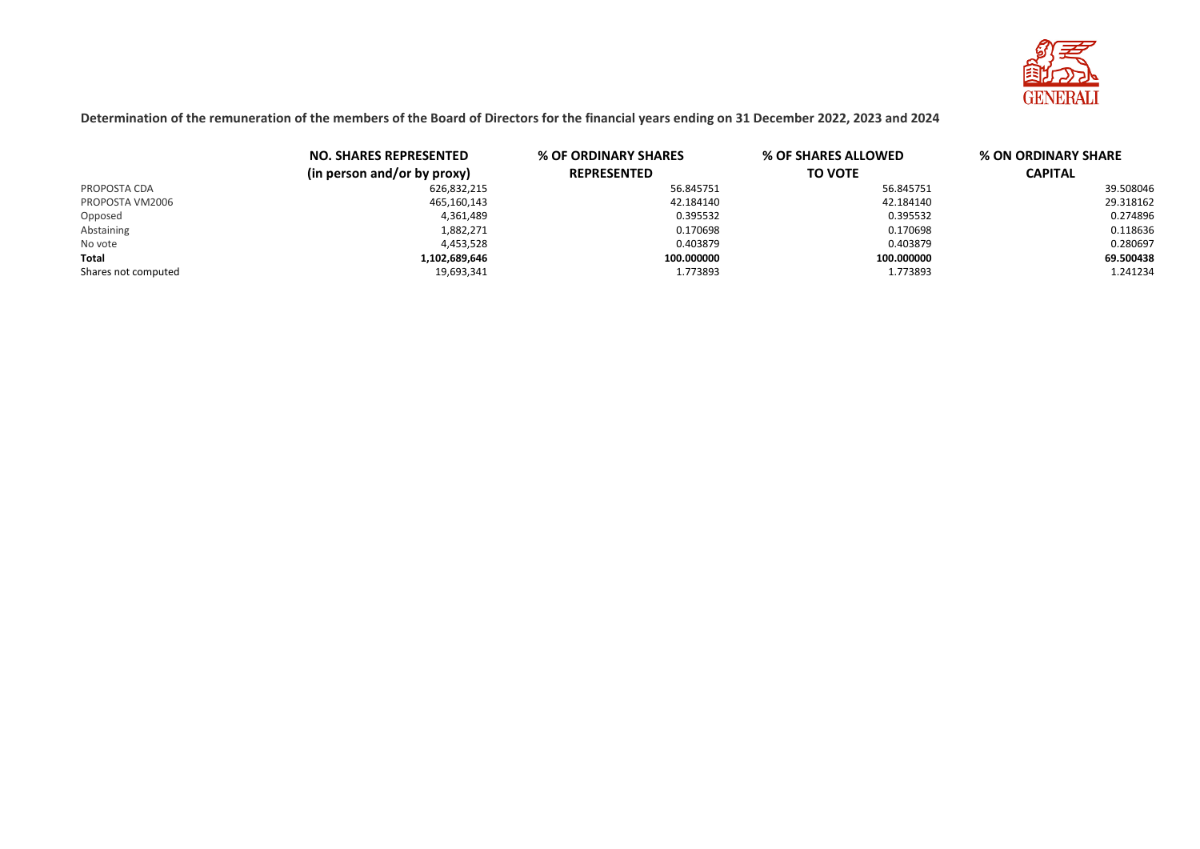**Determination of the remuneration of the members of the Board of Directors for the financial years ending on 31 December 2022, 2023 and 2024**

| | NO. SHARES REPRESENTED (in person and/or by proxy) | % OF ORDINARY SHARES REPRESENTED | % OF SHARES ALLOWED TO VOTE | % ON ORDINARY SHARE CAPITAL |
|---|---|---|---|---|
| PROPOSTA CDA | 626,832,215 | 56.845751 | 56.845751 | 39.508046 |
| PROPOSTA VM2006 | 465,160,143 | 42.184140 | 42.184140 | 29.318162 |
| Opposed | 4,361,489 | 0.395532 | 0.395532 | 0.274896 |
| Abstaining | 1,882,271 | 0.170698 | 0.170698 | 0.118636 |
| No vote | 4,453,528 | 0.403879 | 0.403879 | 0.280697 |
| **Total** | **1,102,689,646** | **100.000000** | **100.000000** | **69.500438** |
| Shares not computed | 19,693,341 | 1.773893 | 1.773893 | 1.241234 |